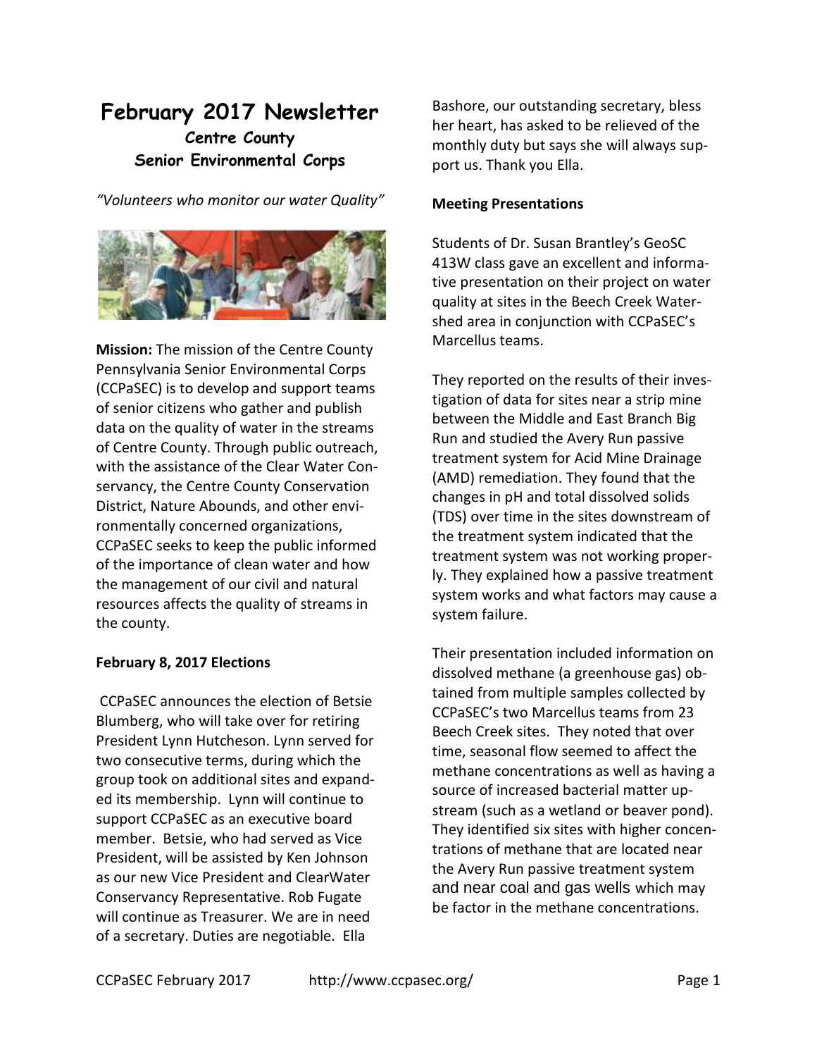# February 2017 Newsletter

### Centre County
### Senior Environmental Corps

*"Volunteers who monitor our water Quality"*

**Mission:** The mission of the Centre County Pennsylvania Senior Environmental Corps (CCPaSEC) is to develop and support teams of senior citizens who gather and publish data on the quality of water in the streams of Centre County. Through public outreach, with the assistance of the Clear Water Conservancy, the Centre County Conservation District, Nature Abounds, and other environmentally concerned organizations, CCPaSEC seeks to keep the public informed of the importance of clean water and how the management of our civil and natural resources affects the quality of streams in the county.

**February 8, 2017 Elections**

CCPaSEC announces the election of Betsie Blumberg, who will take over for retiring President Lynn Hutcheson. Lynn served for two consecutive terms, during which the group took on additional sites and expanded its membership. Lynn will continue to support CCPaSEC as an executive board member. Betsie, who had served as Vice President, will be assisted by Ken Johnson as our new Vice President and ClearWater Conservancy Representative. Rob Fugate will continue as Treasurer. We are in need of a secretary. Duties are negotiable. Ella Bashore, our outstanding secretary, bless her heart, has asked to be relieved of the monthly duty but says she will always support us. Thank you Ella.

**Meeting Presentations**

Students of Dr. Susan Brantley's GeoSC 413W class gave an excellent and informative presentation on their project on water quality at sites in the Beech Creek Watershed area in conjunction with CCPaSEC's Marcellus teams.

They reported on the results of their investigation of data for sites near a strip mine between the Middle and East Branch Big Run and studied the Avery Run passive treatment system for Acid Mine Drainage (AMD) remediation. They found that the changes in pH and total dissolved solids (TDS) over time in the sites downstream of the treatment system indicated that the treatment system was not working properly. They explained how a passive treatment system works and what factors may cause a system failure.

Their presentation included information on dissolved methane (a greenhouse gas) obtained from multiple samples collected by CCPaSEC's two Marcellus teams from 23 Beech Creek sites. They noted that over time, seasonal flow seemed to affect the methane concentrations as well as having a source of increased bacterial matter upstream (such as a wetland or beaver pond). They identified six sites with higher concentrations of methane that are located near the Avery Run passive treatment system and near coal and gas wells which may be factor in the methane concentrations.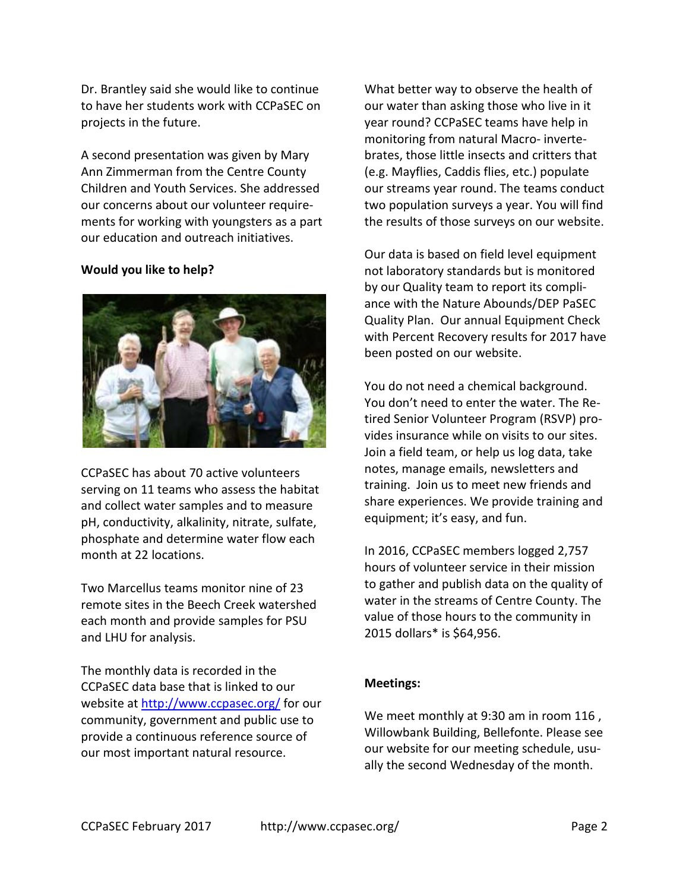Dr. Brantley said she would like to continue to have her students work with CCPaSEC on projects in the future.

A second presentation was given by Mary Ann Zimmerman from the Centre County Children and Youth Services. She addressed our concerns about our volunteer requirements for working with youngsters as a part our education and outreach initiatives.

**Would you like to help?**

CCPaSEC has about 70 active volunteers serving on 11 teams who assess the habitat and collect water samples and to measure pH, conductivity, alkalinity, nitrate, sulfate, phosphate and determine water flow each month at 22 locations.

Two Marcellus teams monitor nine of 23 remote sites in the Beech Creek watershed each month and provide samples for PSU and LHU for analysis.

The monthly data is recorded in the CCPaSEC data base that is linked to our website at http://www.ccpasec.org/ for our community, government and public use to provide a continuous reference source of our most important natural resource.

What better way to observe the health of our water than asking those who live in it year round? CCPaSEC teams have help in monitoring from natural Macro- invertebrates, those little insects and critters that (e.g. Mayflies, Caddis flies, etc.) populate our streams year round. The teams conduct two population surveys a year. You will find the results of those surveys on our website.

Our data is based on field level equipment not laboratory standards but is monitored by our Quality team to report its compliance with the Nature Abounds/DEP PaSEC Quality Plan. Our annual Equipment Check with Percent Recovery results for 2017 have been posted on our website.

You do not need a chemical background. You don't need to enter the water. The Retired Senior Volunteer Program (RSVP) provides insurance while on visits to our sites. Join a field team, or help us log data, take notes, manage emails, newsletters and training. Join us to meet new friends and share experiences. We provide training and equipment; it's easy, and fun.

In 2016, CCPaSEC members logged 2,757 hours of volunteer service in their mission to gather and publish data on the quality of water in the streams of Centre County. The value of those hours to the community in 2015 dollars* is $64,956.

**Meetings:**

We meet monthly at 9:30 am in room 116 , Willowbank Building, Bellefonte. Please see our website for our meeting schedule, usually the second Wednesday of the month.